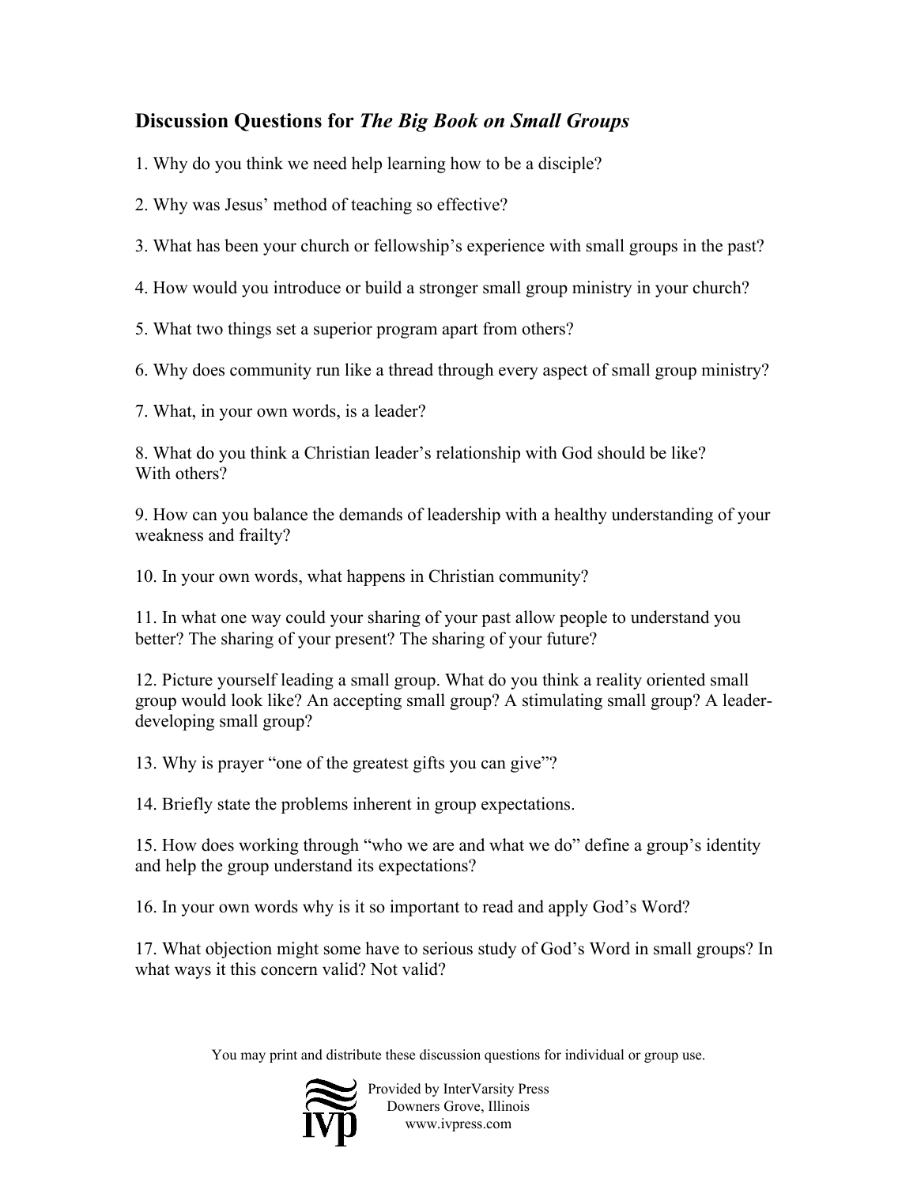## Discussion Questions for *The Big Book on Small Groups*

1. Why do you think we need help learning how to be a disciple?

2. Why was Jesus' method of teaching so effective?

3. What has been your church or fellowship's experience with small groups in the past?

4. How would you introduce or build a stronger small group ministry in your church?

5. What two things set a superior program apart from others?

6. Why does community run like a thread through every aspect of small group ministry?

7. What, in your own words, is a leader?

8. What do you think a Christian leader's relationship with God should be like? With others?

9. How can you balance the demands of leadership with a healthy understanding of your weakness and frailty?

10. In your own words, what happens in Christian community?

11. In what one way could your sharing of your past allow people to understand you better? The sharing of your present? The sharing of your future?

12. Picture yourself leading a small group. What do you think a reality oriented small group would look like? An accepting small group? A stimulating small group? A leader-developing small group?

13. Why is prayer "one of the greatest gifts you can give"?

14. Briefly state the problems inherent in group expectations.

15. How does working through "who we are and what we do" define a group's identity and help the group understand its expectations?

16. In your own words why is it so important to read and apply God's Word?

17. What objection might some have to serious study of God's Word in small groups? In what ways it this concern valid? Not valid?

You may print and distribute these discussion questions for individual or group use.

Provided by InterVarsity Press
Downers Grove, Illinois
www.ivpress.com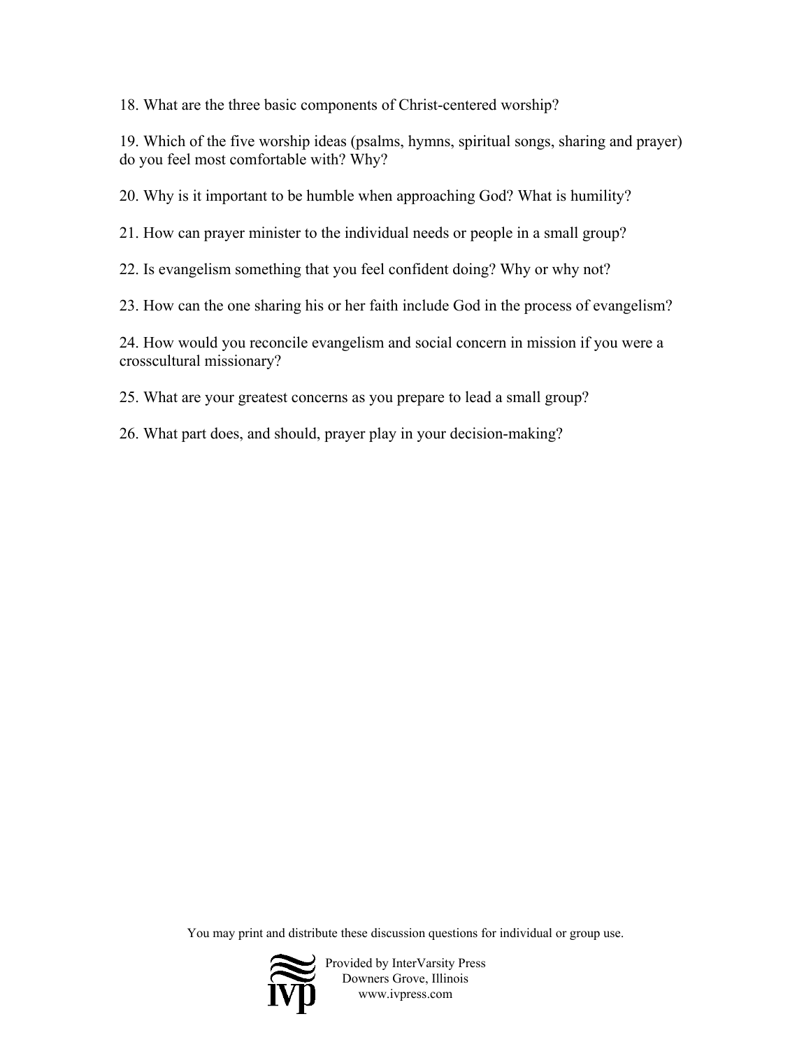18. What are the three basic components of Christ-centered worship?

19. Which of the five worship ideas (psalms, hymns, spiritual songs, sharing and prayer) do you feel most comfortable with? Why?

20. Why is it important to be humble when approaching God? What is humility?

21. How can prayer minister to the individual needs or people in a small group?

22. Is evangelism something that you feel confident doing? Why or why not?

23. How can the one sharing his or her faith include God in the process of evangelism?

24. How would you reconcile evangelism and social concern in mission if you were a crosscultural missionary?

25. What are your greatest concerns as you prepare to lead a small group?

26. What part does, and should, prayer play in your decision-making?

You may print and distribute these discussion questions for individual or group use.

Provided by InterVarsity Press
Downers Grove, Illinois
www.ivpress.com